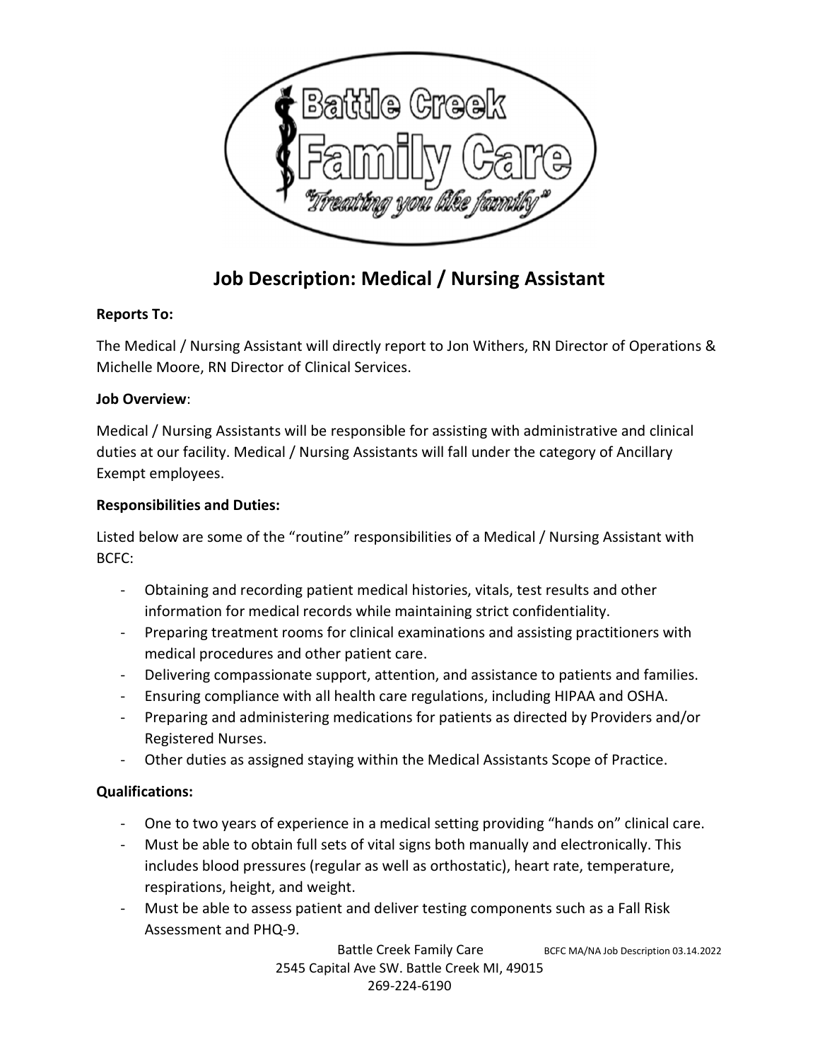# Job Description: Medical / Nursing Assistant

**Reports To:**

The Medical / Nursing Assistant will directly report to Jon Withers, RN Director of Operations & Michelle Moore, RN Director of Clinical Services.

**Job Overview**:

Medical / Nursing Assistants will be responsible for assisting with administrative and clinical duties at our facility. Medical / Nursing Assistants will fall under the category of Ancillary Exempt employees.

**Responsibilities and Duties:**

Listed below are some of the "routine" responsibilities of a Medical / Nursing Assistant with BCFC:

- Obtaining and recording patient medical histories, vitals, test results and other information for medical records while maintaining strict confidentiality.
- Preparing treatment rooms for clinical examinations and assisting practitioners with medical procedures and other patient care.
- Delivering compassionate support, attention, and assistance to patients and families.
- Ensuring compliance with all health care regulations, including HIPAA and OSHA.
- Preparing and administering medications for patients as directed by Providers and/or Registered Nurses.
- Other duties as assigned staying within the Medical Assistants Scope of Practice.

**Qualifications:**

- One to two years of experience in a medical setting providing "hands on" clinical care.
- Must be able to obtain full sets of vital signs both manually and electronically. This includes blood pressures (regular as well as orthostatic), heart rate, temperature, respirations, height, and weight.
- Must be able to assess patient and deliver testing components such as a Fall Risk Assessment and PHQ-9.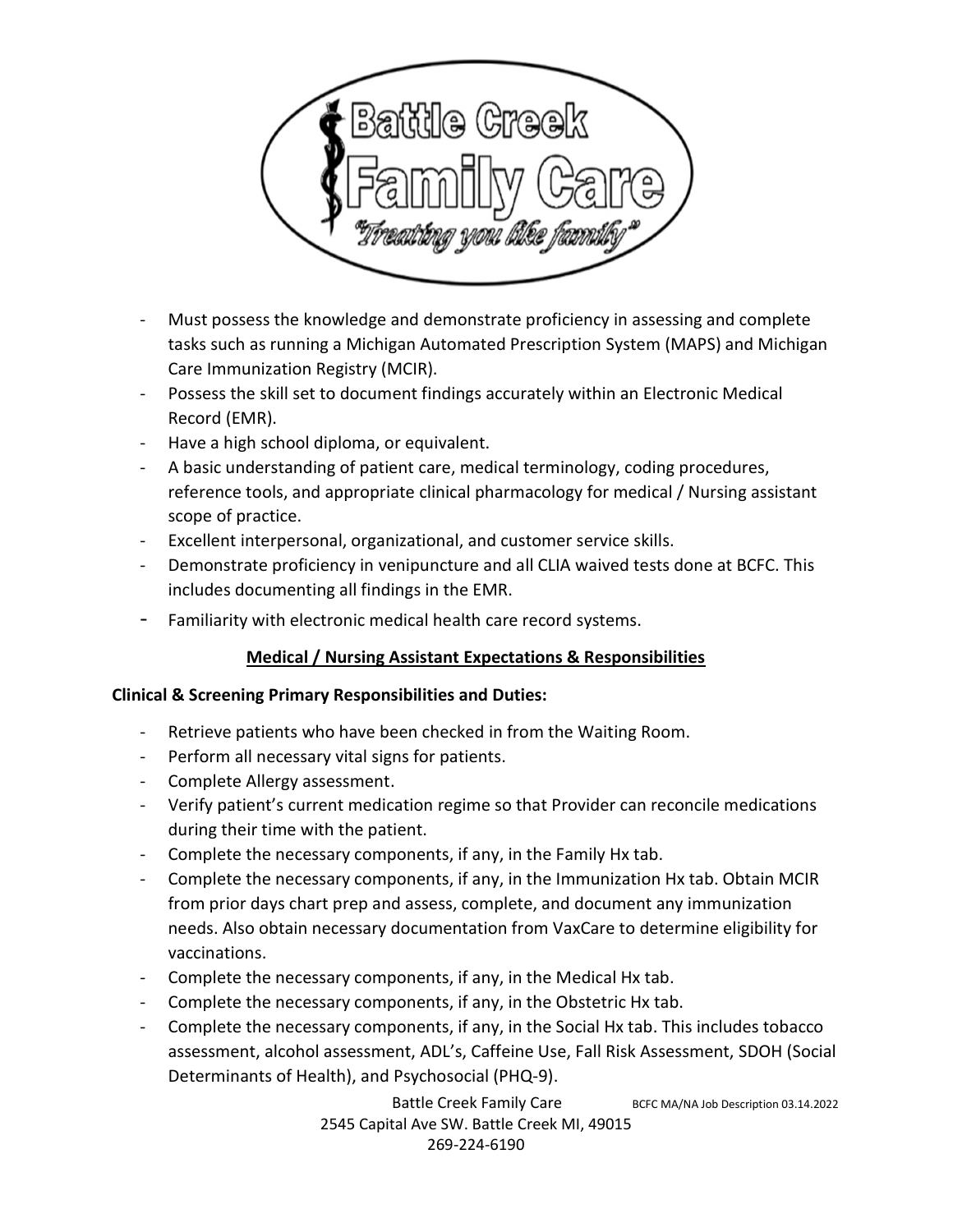- Must possess the knowledge and demonstrate proficiency in assessing and complete tasks such as running a Michigan Automated Prescription System (MAPS) and Michigan Care Immunization Registry (MCIR).
- Possess the skill set to document findings accurately within an Electronic Medical Record (EMR).
- Have a high school diploma, or equivalent.
- A basic understanding of patient care, medical terminology, coding procedures, reference tools, and appropriate clinical pharmacology for medical / Nursing assistant scope of practice.
- Excellent interpersonal, organizational, and customer service skills.
- Demonstrate proficiency in venipuncture and all CLIA waived tests done at BCFC. This includes documenting all findings in the EMR.
- Familiarity with electronic medical health care record systems.

## Medical / Nursing Assistant Expectations & Responsibilities

**Clinical & Screening Primary Responsibilities and Duties:**

- Retrieve patients who have been checked in from the Waiting Room.
- Perform all necessary vital signs for patients.
- Complete Allergy assessment.
- Verify patient's current medication regime so that Provider can reconcile medications during their time with the patient.
- Complete the necessary components, if any, in the Family Hx tab.
- Complete the necessary components, if any, in the Immunization Hx tab. Obtain MCIR from prior days chart prep and assess, complete, and document any immunization needs. Also obtain necessary documentation from VaxCare to determine eligibility for vaccinations.
- Complete the necessary components, if any, in the Medical Hx tab.
- Complete the necessary components, if any, in the Obstetric Hx tab.
- Complete the necessary components, if any, in the Social Hx tab. This includes tobacco assessment, alcohol assessment, ADL's, Caffeine Use, Fall Risk Assessment, SDOH (Social Determinants of Health), and Psychosocial (PHQ-9).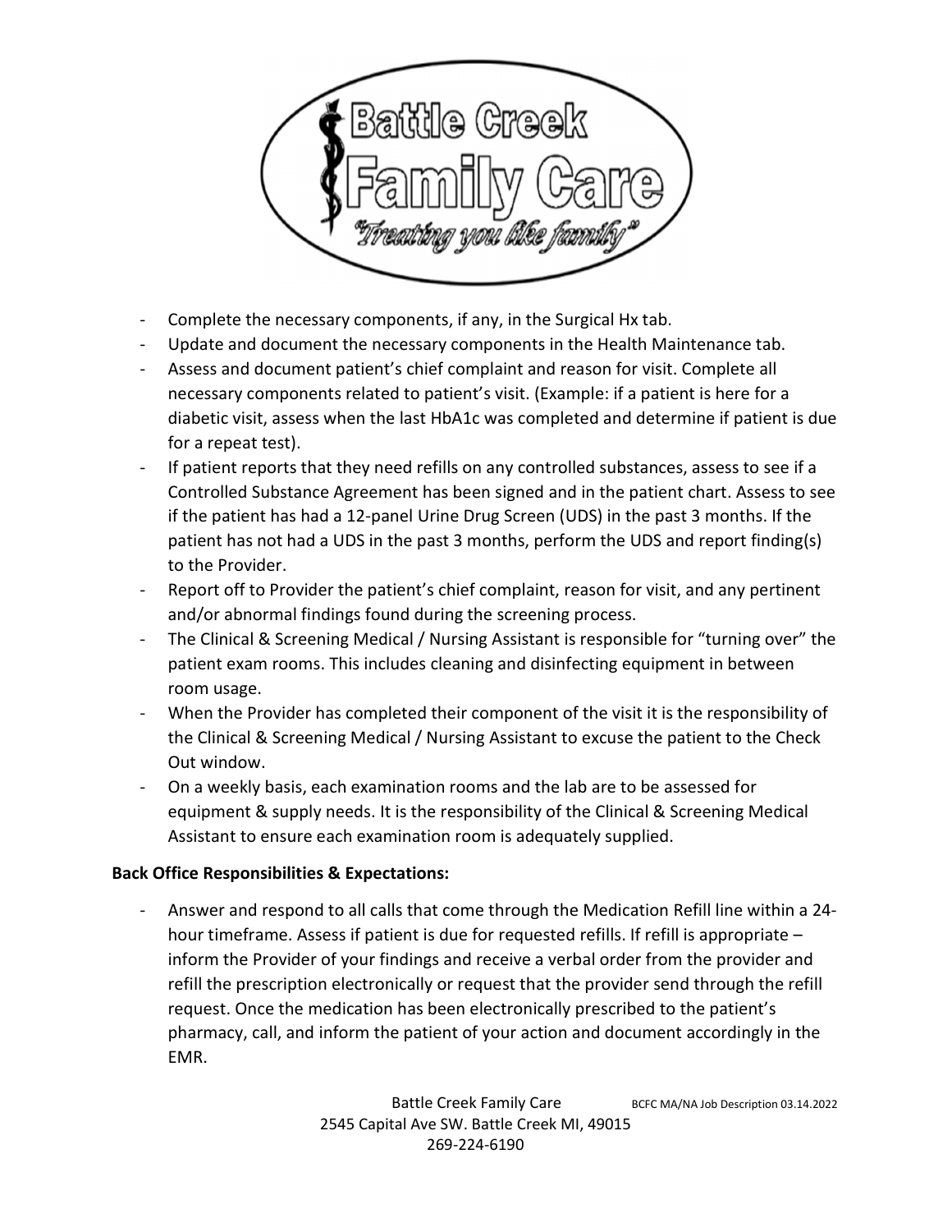- Complete the necessary components, if any, in the Surgical Hx tab.
- Update and document the necessary components in the Health Maintenance tab.
- Assess and document patient's chief complaint and reason for visit. Complete all necessary components related to patient's visit. (Example: if a patient is here for a diabetic visit, assess when the last HbA1c was completed and determine if patient is due for a repeat test).
- If patient reports that they need refills on any controlled substances, assess to see if a Controlled Substance Agreement has been signed and in the patient chart. Assess to see if the patient has had a 12-panel Urine Drug Screen (UDS) in the past 3 months. If the patient has not had a UDS in the past 3 months, perform the UDS and report finding(s) to the Provider.
- Report off to Provider the patient's chief complaint, reason for visit, and any pertinent and/or abnormal findings found during the screening process.
- The Clinical & Screening Medical / Nursing Assistant is responsible for "turning over" the patient exam rooms. This includes cleaning and disinfecting equipment in between room usage.
- When the Provider has completed their component of the visit it is the responsibility of the Clinical & Screening Medical / Nursing Assistant to excuse the patient to the Check Out window.
- On a weekly basis, each examination rooms and the lab are to be assessed for equipment & supply needs. It is the responsibility of the Clinical & Screening Medical Assistant to ensure each examination room is adequately supplied.

**Back Office Responsibilities & Expectations:**

- Answer and respond to all calls that come through the Medication Refill line within a 24-hour timeframe. Assess if patient is due for requested refills. If refill is appropriate – inform the Provider of your findings and receive a verbal order from the provider and refill the prescription electronically or request that the provider send through the refill request. Once the medication has been electronically prescribed to the patient's pharmacy, call, and inform the patient of your action and document accordingly in the EMR.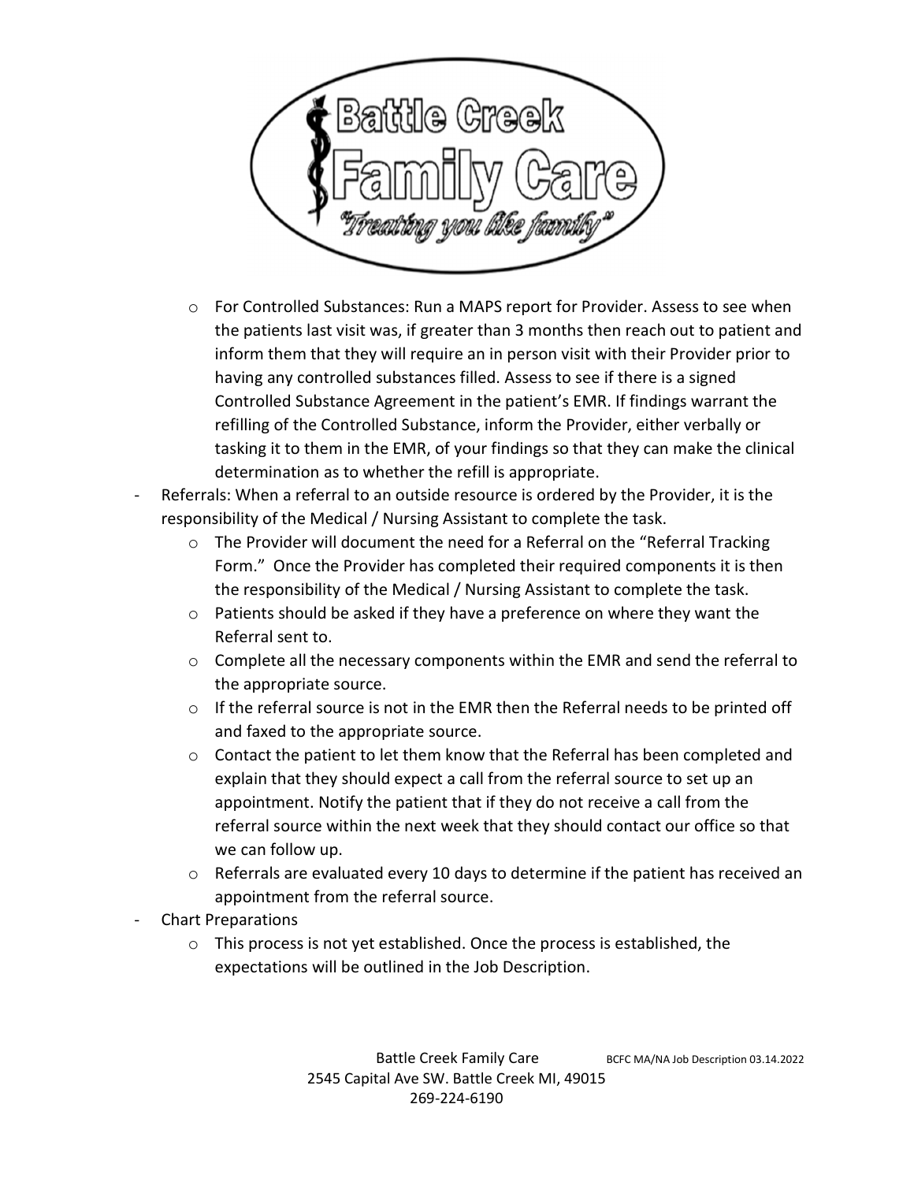- For Controlled Substances: Run a MAPS report for Provider. Assess to see when the patients last visit was, if greater than 3 months then reach out to patient and inform them that they will require an in person visit with their Provider prior to having any controlled substances filled. Assess to see if there is a signed Controlled Substance Agreement in the patient's EMR. If findings warrant the refilling of the Controlled Substance, inform the Provider, either verbally or tasking it to them in the EMR, of your findings so that they can make the clinical determination as to whether the refill is appropriate.

- Referrals: When a referral to an outside resource is ordered by the Provider, it is the responsibility of the Medical / Nursing Assistant to complete the task.
  - The Provider will document the need for a Referral on the "Referral Tracking Form." Once the Provider has completed their required components it is then the responsibility of the Medical / Nursing Assistant to complete the task.
  - Patients should be asked if they have a preference on where they want the Referral sent to.
  - Complete all the necessary components within the EMR and send the referral to the appropriate source.
  - If the referral source is not in the EMR then the Referral needs to be printed off and faxed to the appropriate source.
  - Contact the patient to let them know that the Referral has been completed and explain that they should expect a call from the referral source to set up an appointment. Notify the patient that if they do not receive a call from the referral source within the next week that they should contact our office so that we can follow up.
  - Referrals are evaluated every 10 days to determine if the patient has received an appointment from the referral source.
- Chart Preparations
  - This process is not yet established. Once the process is established, the expectations will be outlined in the Job Description.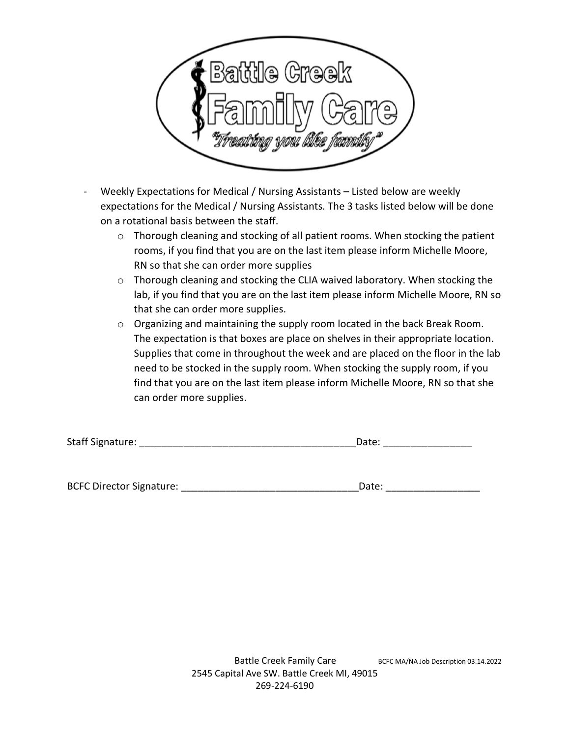- Weekly Expectations for Medical / Nursing Assistants – Listed below are weekly expectations for the Medical / Nursing Assistants. The 3 tasks listed below will be done on a rotational basis between the staff.
    - Thorough cleaning and stocking of all patient rooms. When stocking the patient rooms, if you find that you are on the last item please inform Michelle Moore, RN so that she can order more supplies
    - Thorough cleaning and stocking the CLIA waived laboratory. When stocking the lab, if you find that you are on the last item please inform Michelle Moore, RN so that she can order more supplies.
    - Organizing and maintaining the supply room located in the back Break Room. The expectation is that boxes are place on shelves in their appropriate location. Supplies that come in throughout the week and are placed on the floor in the lab need to be stocked in the supply room. When stocking the supply room, if you find that you are on the last item please inform Michelle Moore, RN so that she can order more supplies.

Staff Signature: ______________________________________ Date: _______________

BCFC Director Signature: _______________________________ Date: ________________